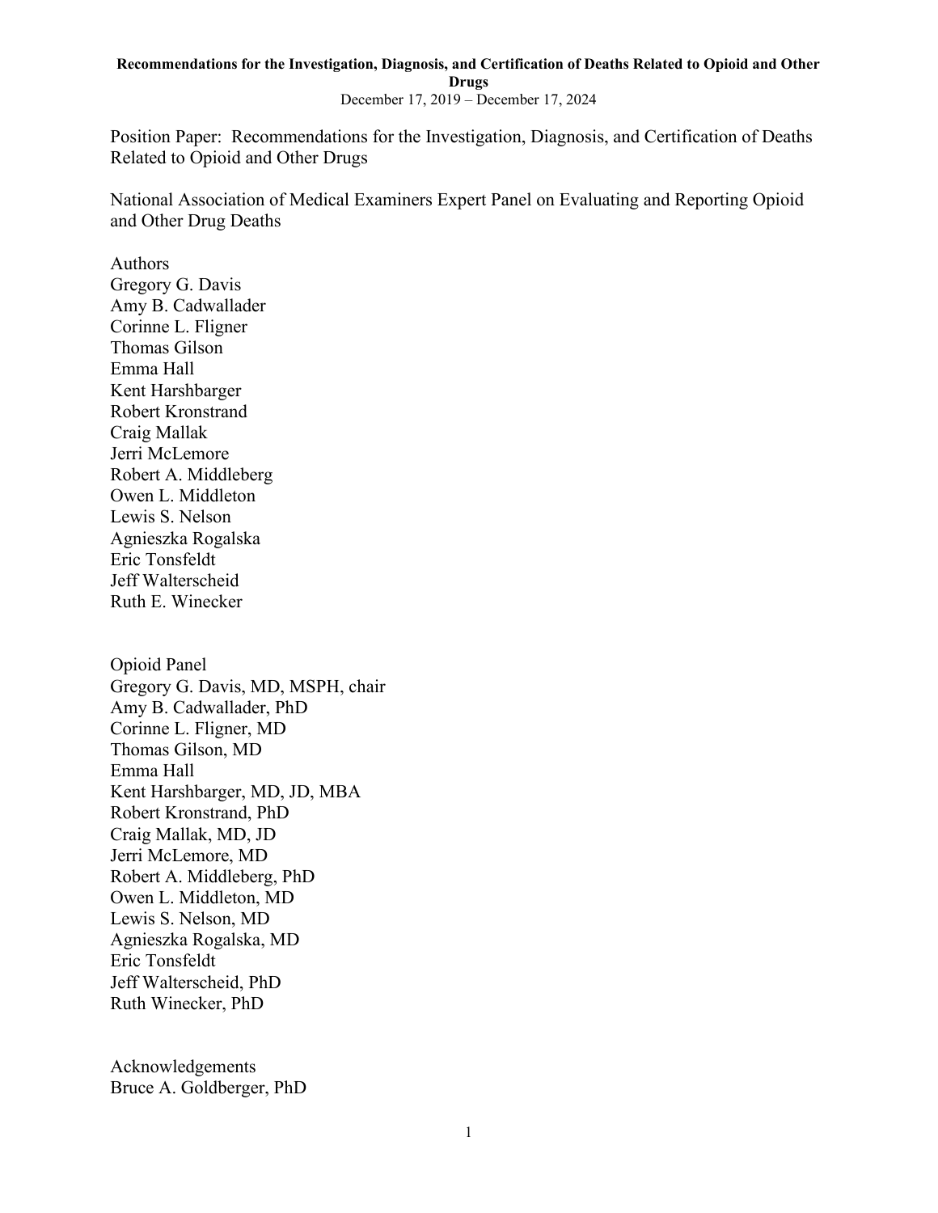# Position Paper: Recommendations for the Investigation, Diagnosis, and Certification of Deaths Related to Opioid and Other Drugs

National Association of Medical Examiners Expert Panel on Evaluating and Reporting Opioid and Other Drug Deaths

## Authors

Gregory G. Davis
Amy B. Cadwallader
Corinne L. Fligner
Thomas Gilson
Emma Hall
Kent Harshbarger
Robert Kronstrand
Craig Mallak
Jerri McLemore
Robert A. Middleberg
Owen L. Middleton
Lewis S. Nelson
Agnieszka Rogalska
Eric Tonsfeldt
Jeff Walterscheid
Ruth E. Winecker

## Opioid Panel

Gregory G. Davis, MD, MSPH, chair
Amy B. Cadwallader, PhD
Corinne L. Fligner, MD
Thomas Gilson, MD
Emma Hall
Kent Harshbarger, MD, JD, MBA
Robert Kronstrand, PhD
Craig Mallak, MD, JD
Jerri McLemore, MD
Robert A. Middleberg, PhD
Owen L. Middleton, MD
Lewis S. Nelson, MD
Agnieszka Rogalska, MD
Eric Tonsfeldt
Jeff Walterscheid, PhD
Ruth Winecker, PhD

## Acknowledgements

Bruce A. Goldberger, PhD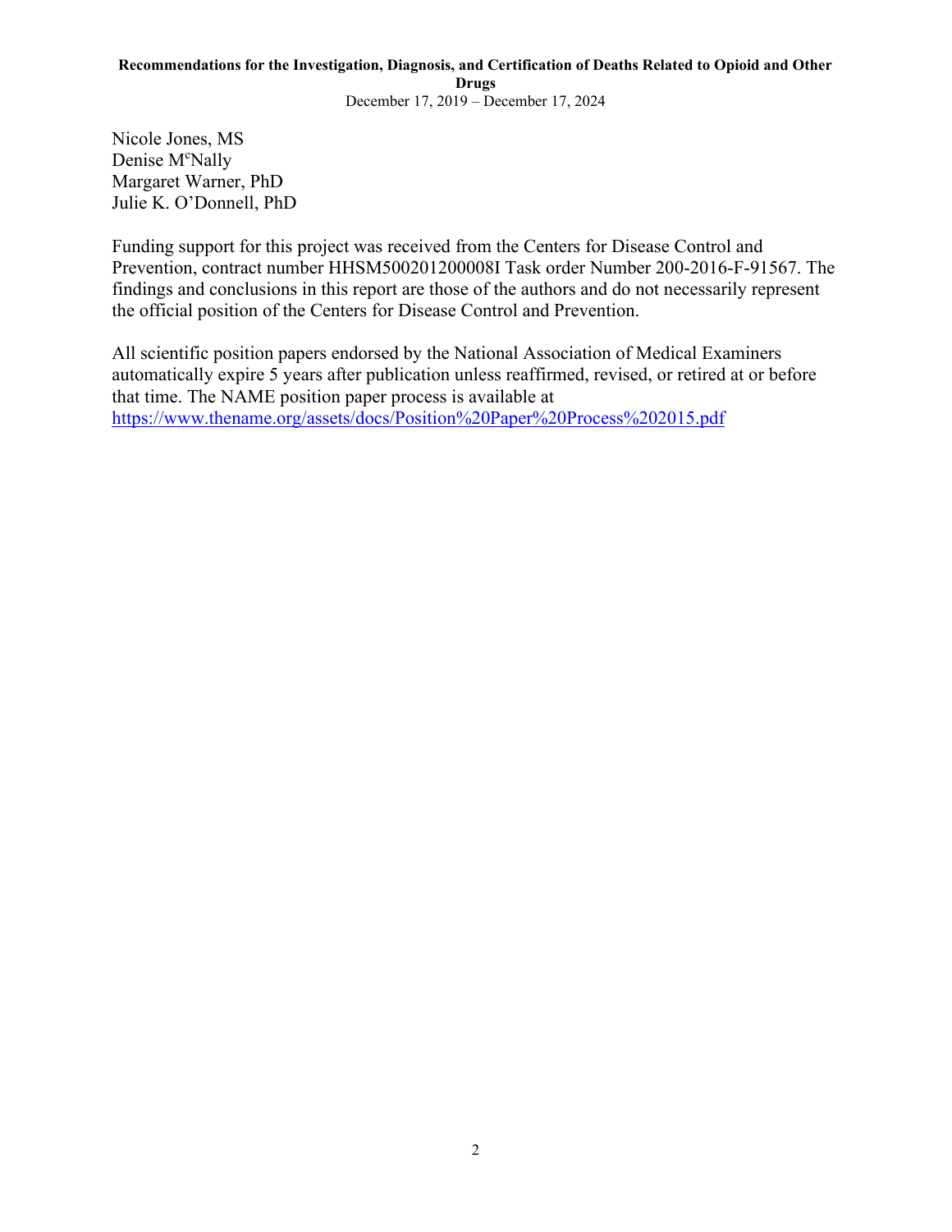Nicole Jones, MS
Denise McNally
Margaret Warner, PhD
Julie K. O'Donnell, PhD

Funding support for this project was received from the Centers for Disease Control and Prevention, contract number HHSM500201200008I Task order Number 200-2016-F-91567. The findings and conclusions in this report are those of the authors and do not necessarily represent the official position of the Centers for Disease Control and Prevention.

All scientific position papers endorsed by the National Association of Medical Examiners automatically expire 5 years after publication unless reaffirmed, revised, or retired at or before that time. The NAME position paper process is available at https://www.thename.org/assets/docs/Position%20Paper%20Process%202015.pdf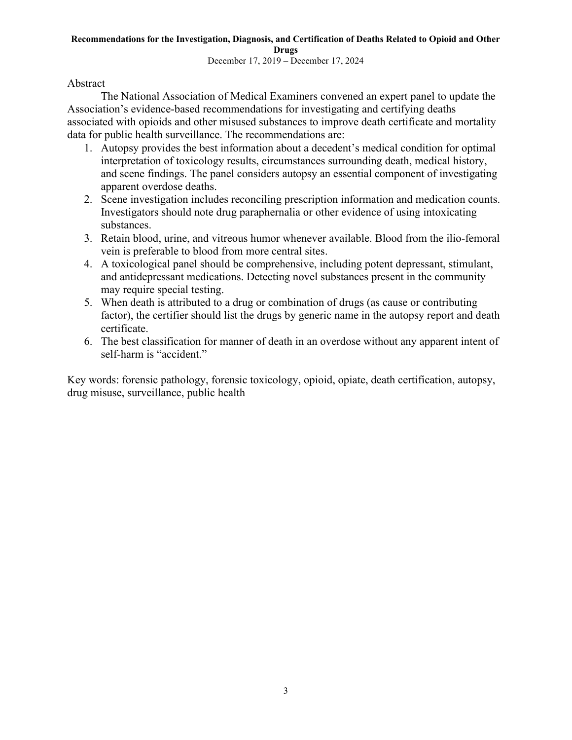Abstract

The National Association of Medical Examiners convened an expert panel to update the Association's evidence-based recommendations for investigating and certifying deaths associated with opioids and other misused substances to improve death certificate and mortality data for public health surveillance. The recommendations are:

1. Autopsy provides the best information about a decedent's medical condition for optimal interpretation of toxicology results, circumstances surrounding death, medical history, and scene findings. The panel considers autopsy an essential component of investigating apparent overdose deaths.
2. Scene investigation includes reconciling prescription information and medication counts. Investigators should note drug paraphernalia or other evidence of using intoxicating substances.
3. Retain blood, urine, and vitreous humor whenever available. Blood from the ilio-femoral vein is preferable to blood from more central sites.
4. A toxicological panel should be comprehensive, including potent depressant, stimulant, and antidepressant medications. Detecting novel substances present in the community may require special testing.
5. When death is attributed to a drug or combination of drugs (as cause or contributing factor), the certifier should list the drugs by generic name in the autopsy report and death certificate.
6. The best classification for manner of death in an overdose without any apparent intent of self-harm is "accident."

Key words: forensic pathology, forensic toxicology, opioid, opiate, death certification, autopsy, drug misuse, surveillance, public health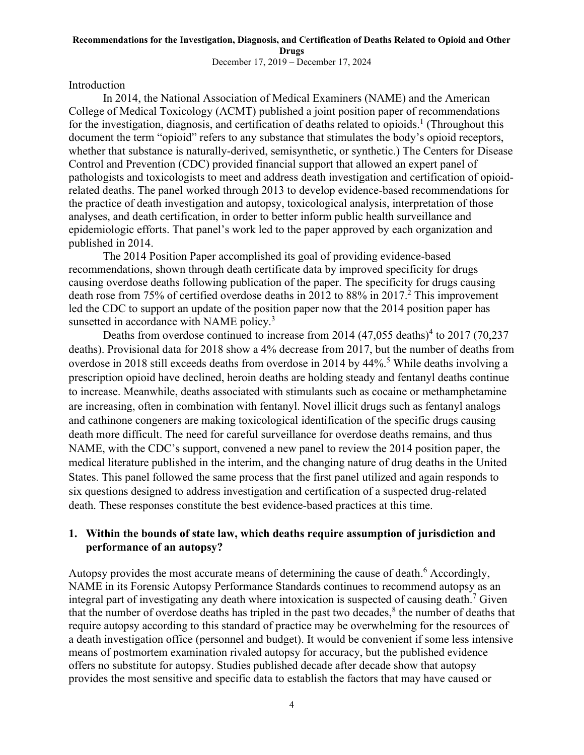Introduction

In 2014, the National Association of Medical Examiners (NAME) and the American College of Medical Toxicology (ACMT) published a joint position paper of recommendations for the investigation, diagnosis, and certification of deaths related to opioids.[1] (Throughout this document the term "opioid" refers to any substance that stimulates the body's opioid receptors, whether that substance is naturally-derived, semisynthetic, or synthetic.) The Centers for Disease Control and Prevention (CDC) provided financial support that allowed an expert panel of pathologists and toxicologists to meet and address death investigation and certification of opioid-related deaths. The panel worked through 2013 to develop evidence-based recommendations for the practice of death investigation and autopsy, toxicological analysis, interpretation of those analyses, and death certification, in order to better inform public health surveillance and epidemiologic efforts. That panel's work led to the paper approved by each organization and published in 2014.

The 2014 Position Paper accomplished its goal of providing evidence-based recommendations, shown through death certificate data by improved specificity for drugs causing overdose deaths following publication of the paper. The specificity for drugs causing death rose from 75% of certified overdose deaths in 2012 to 88% in 2017.[2] This improvement led the CDC to support an update of the position paper now that the 2014 position paper has sunsetted in accordance with NAME policy.[3]

Deaths from overdose continued to increase from 2014 (47,055 deaths)[4] to 2017 (70,237 deaths). Provisional data for 2018 show a 4% decrease from 2017, but the number of deaths from overdose in 2018 still exceeds deaths from overdose in 2014 by 44%.[5] While deaths involving a prescription opioid have declined, heroin deaths are holding steady and fentanyl deaths continue to increase. Meanwhile, deaths associated with stimulants such as cocaine or methamphetamine are increasing, often in combination with fentanyl. Novel illicit drugs such as fentanyl analogs and cathinone congeners are making toxicological identification of the specific drugs causing death more difficult. The need for careful surveillance for overdose deaths remains, and thus NAME, with the CDC's support, convened a new panel to review the 2014 position paper, the medical literature published in the interim, and the changing nature of drug deaths in the United States. This panel followed the same process that the first panel utilized and again responds to six questions designed to address investigation and certification of a suspected drug-related death. These responses constitute the best evidence-based practices at this time.

## 1. Within the bounds of state law, which deaths require assumption of jurisdiction and performance of an autopsy?

Autopsy provides the most accurate means of determining the cause of death.[6] Accordingly, NAME in its Forensic Autopsy Performance Standards continues to recommend autopsy as an integral part of investigating any death where intoxication is suspected of causing death.[7] Given that the number of overdose deaths has tripled in the past two decades,[8] the number of deaths that require autopsy according to this standard of practice may be overwhelming for the resources of a death investigation office (personnel and budget). It would be convenient if some less intensive means of postmortem examination rivaled autopsy for accuracy, but the published evidence offers no substitute for autopsy. Studies published decade after decade show that autopsy provides the most sensitive and specific data to establish the factors that may have caused or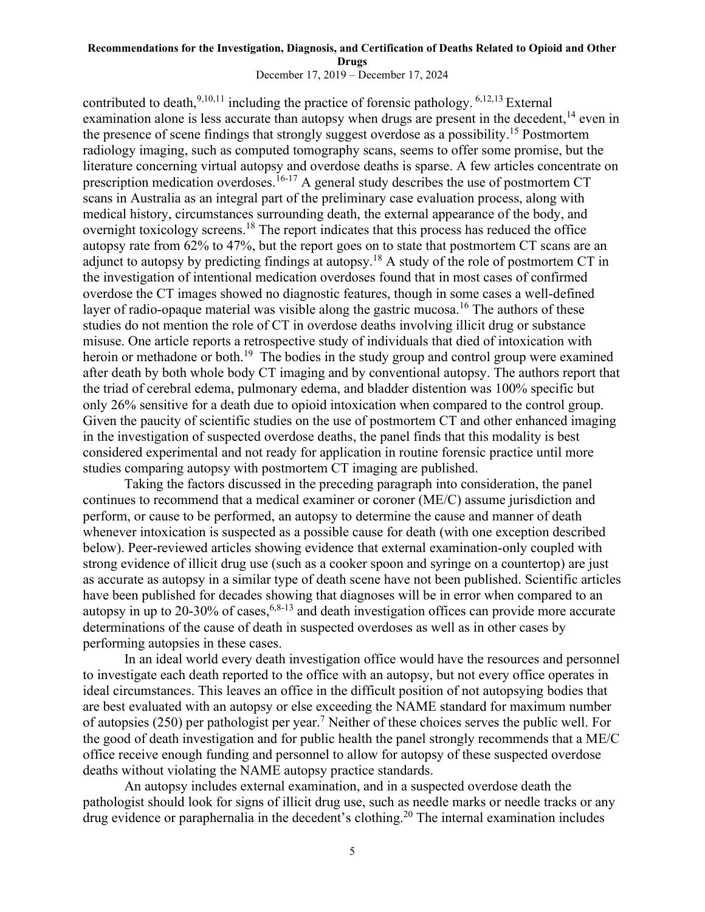contributed to death,[9,10,11] including the practice of forensic pathology.[6,12,13] External examination alone is less accurate than autopsy when drugs are present in the decedent,[14] even in the presence of scene findings that strongly suggest overdose as a possibility.[15] Postmortem radiology imaging, such as computed tomography scans, seems to offer some promise, but the literature concerning virtual autopsy and overdose deaths is sparse. A few articles concentrate on prescription medication overdoses.[16-17] A general study describes the use of postmortem CT scans in Australia as an integral part of the preliminary case evaluation process, along with medical history, circumstances surrounding death, the external appearance of the body, and overnight toxicology screens.[18] The report indicates that this process has reduced the office autopsy rate from 62% to 47%, but the report goes on to state that postmortem CT scans are an adjunct to autopsy by predicting findings at autopsy.[18] A study of the role of postmortem CT in the investigation of intentional medication overdoses found that in most cases of confirmed overdose the CT images showed no diagnostic features, though in some cases a well-defined layer of radio-opaque material was visible along the gastric mucosa.[16] The authors of these studies do not mention the role of CT in overdose deaths involving illicit drug or substance misuse. One article reports a retrospective study of individuals that died of intoxication with heroin or methadone or both.[19] The bodies in the study group and control group were examined after death by both whole body CT imaging and by conventional autopsy. The authors report that the triad of cerebral edema, pulmonary edema, and bladder distention was 100% specific but only 26% sensitive for a death due to opioid intoxication when compared to the control group. Given the paucity of scientific studies on the use of postmortem CT and other enhanced imaging in the investigation of suspected overdose deaths, the panel finds that this modality is best considered experimental and not ready for application in routine forensic practice until more studies comparing autopsy with postmortem CT imaging are published.

Taking the factors discussed in the preceding paragraph into consideration, the panel continues to recommend that a medical examiner or coroner (ME/C) assume jurisdiction and perform, or cause to be performed, an autopsy to determine the cause and manner of death whenever intoxication is suspected as a possible cause for death (with one exception described below). Peer-reviewed articles showing evidence that external examination-only coupled with strong evidence of illicit drug use (such as a cooker spoon and syringe on a countertop) are just as accurate as autopsy in a similar type of death scene have not been published. Scientific articles have been published for decades showing that diagnoses will be in error when compared to an autopsy in up to 20-30% of cases,[6,8-13] and death investigation offices can provide more accurate determinations of the cause of death in suspected overdoses as well as in other cases by performing autopsies in these cases.

In an ideal world every death investigation office would have the resources and personnel to investigate each death reported to the office with an autopsy, but not every office operates in ideal circumstances. This leaves an office in the difficult position of not autopsying bodies that are best evaluated with an autopsy or else exceeding the NAME standard for maximum number of autopsies (250) per pathologist per year.[7] Neither of these choices serves the public well. For the good of death investigation and for public health the panel strongly recommends that a ME/C office receive enough funding and personnel to allow for autopsy of these suspected overdose deaths without violating the NAME autopsy practice standards.

An autopsy includes external examination, and in a suspected overdose death the pathologist should look for signs of illicit drug use, such as needle marks or needle tracks or any drug evidence or paraphernalia in the decedent's clothing.[20] The internal examination includes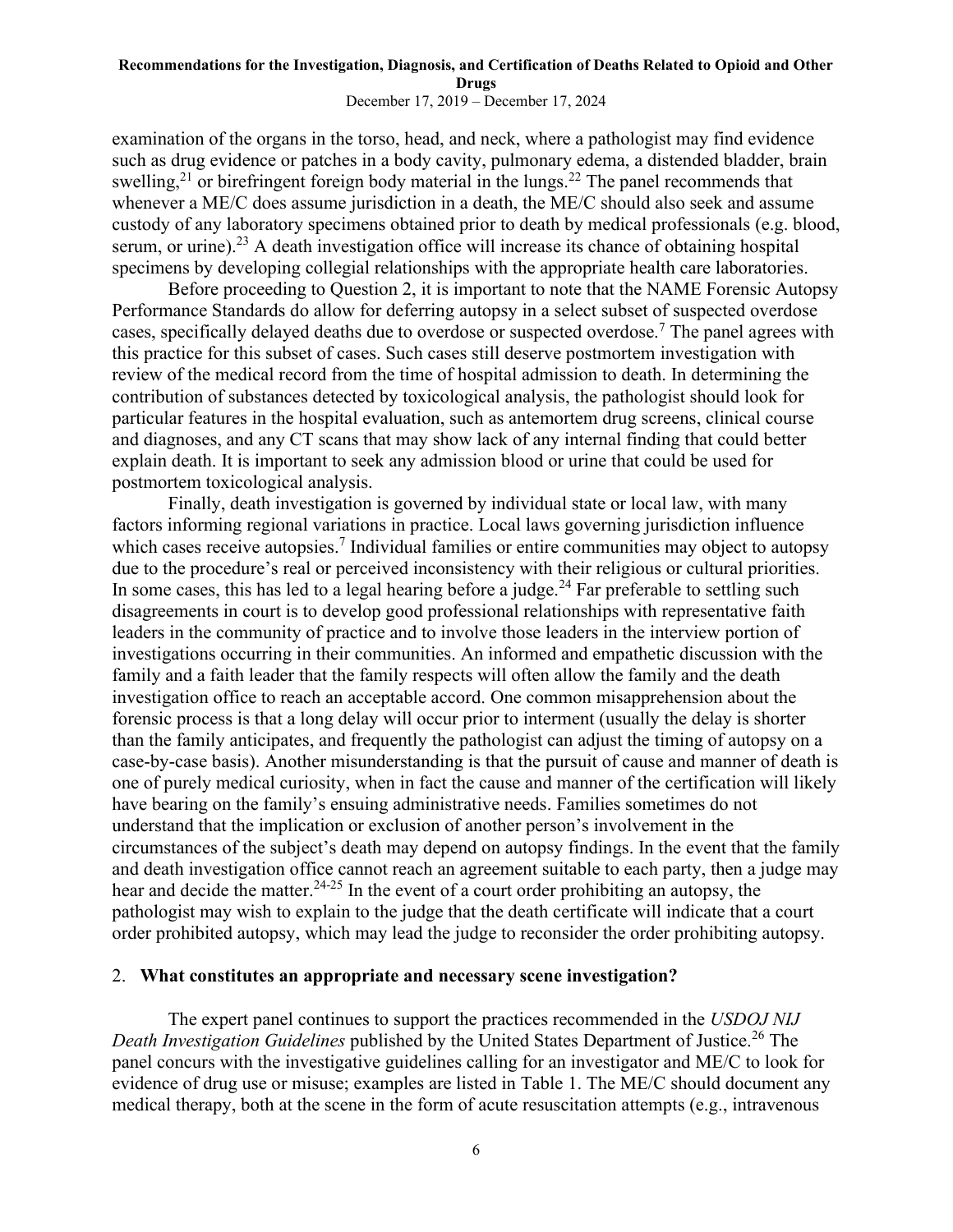examination of the organs in the torso, head, and neck, where a pathologist may find evidence such as drug evidence or patches in a body cavity, pulmonary edema, a distended bladder, brain swelling,[21] or birefringent foreign body material in the lungs.[22] The panel recommends that whenever a ME/C does assume jurisdiction in a death, the ME/C should also seek and assume custody of any laboratory specimens obtained prior to death by medical professionals (e.g. blood, serum, or urine).[23] A death investigation office will increase its chance of obtaining hospital specimens by developing collegial relationships with the appropriate health care laboratories.

Before proceeding to Question 2, it is important to note that the NAME Forensic Autopsy Performance Standards do allow for deferring autopsy in a select subset of suspected overdose cases, specifically delayed deaths due to overdose or suspected overdose.[7] The panel agrees with this practice for this subset of cases. Such cases still deserve postmortem investigation with review of the medical record from the time of hospital admission to death. In determining the contribution of substances detected by toxicological analysis, the pathologist should look for particular features in the hospital evaluation, such as antemortem drug screens, clinical course and diagnoses, and any CT scans that may show lack of any internal finding that could better explain death. It is important to seek any admission blood or urine that could be used for postmortem toxicological analysis.

Finally, death investigation is governed by individual state or local law, with many factors informing regional variations in practice. Local laws governing jurisdiction influence which cases receive autopsies.[7] Individual families or entire communities may object to autopsy due to the procedure's real or perceived inconsistency with their religious or cultural priorities. In some cases, this has led to a legal hearing before a judge.[24] Far preferable to settling such disagreements in court is to develop good professional relationships with representative faith leaders in the community of practice and to involve those leaders in the interview portion of investigations occurring in their communities. An informed and empathetic discussion with the family and a faith leader that the family respects will often allow the family and the death investigation office to reach an acceptable accord. One common misapprehension about the forensic process is that a long delay will occur prior to interment (usually the delay is shorter than the family anticipates, and frequently the pathologist can adjust the timing of autopsy on a case-by-case basis). Another misunderstanding is that the pursuit of cause and manner of death is one of purely medical curiosity, when in fact the cause and manner of the certification will likely have bearing on the family's ensuing administrative needs. Families sometimes do not understand that the implication or exclusion of another person's involvement in the circumstances of the subject's death may depend on autopsy findings. In the event that the family and death investigation office cannot reach an agreement suitable to each party, then a judge may hear and decide the matter.[24-25] In the event of a court order prohibiting an autopsy, the pathologist may wish to explain to the judge that the death certificate will indicate that a court order prohibited autopsy, which may lead the judge to reconsider the order prohibiting autopsy.

## 2. **What constitutes an appropriate and necessary scene investigation?**

The expert panel continues to support the practices recommended in the *USDOJ NIJ Death Investigation Guidelines* published by the United States Department of Justice.[26] The panel concurs with the investigative guidelines calling for an investigator and ME/C to look for evidence of drug use or misuse; examples are listed in Table 1. The ME/C should document any medical therapy, both at the scene in the form of acute resuscitation attempts (e.g., intravenous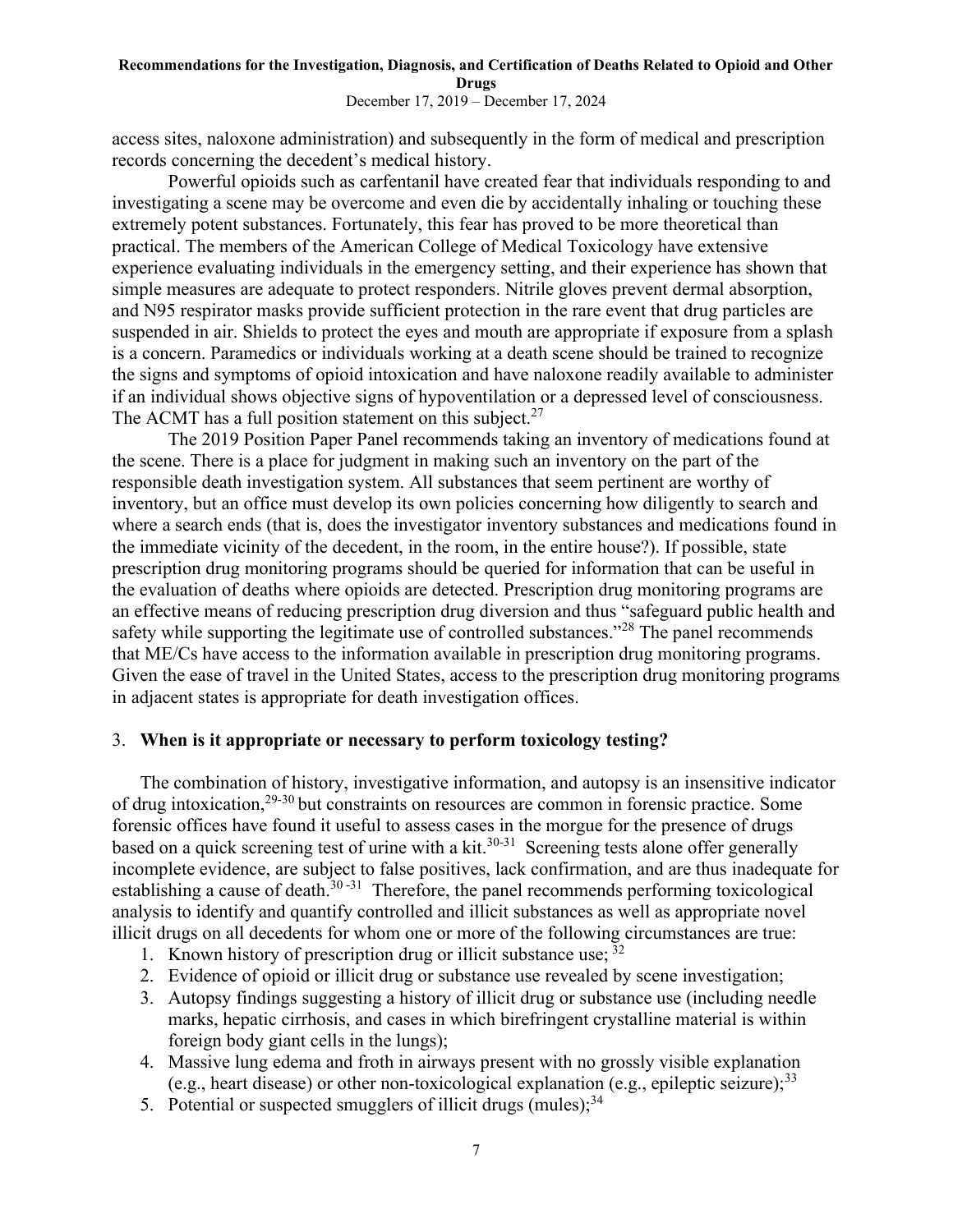access sites, naloxone administration) and subsequently in the form of medical and prescription records concerning the decedent's medical history.

Powerful opioids such as carfentanil have created fear that individuals responding to and investigating a scene may be overcome and even die by accidentally inhaling or touching these extremely potent substances. Fortunately, this fear has proved to be more theoretical than practical. The members of the American College of Medical Toxicology have extensive experience evaluating individuals in the emergency setting, and their experience has shown that simple measures are adequate to protect responders. Nitrile gloves prevent dermal absorption, and N95 respirator masks provide sufficient protection in the rare event that drug particles are suspended in air. Shields to protect the eyes and mouth are appropriate if exposure from a splash is a concern. Paramedics or individuals working at a death scene should be trained to recognize the signs and symptoms of opioid intoxication and have naloxone readily available to administer if an individual shows objective signs of hypoventilation or a depressed level of consciousness. The ACMT has a full position statement on this subject.[27]

The 2019 Position Paper Panel recommends taking an inventory of medications found at the scene. There is a place for judgment in making such an inventory on the part of the responsible death investigation system. All substances that seem pertinent are worthy of inventory, but an office must develop its own policies concerning how diligently to search and where a search ends (that is, does the investigator inventory substances and medications found in the immediate vicinity of the decedent, in the room, in the entire house?). If possible, state prescription drug monitoring programs should be queried for information that can be useful in the evaluation of deaths where opioids are detected. Prescription drug monitoring programs are an effective means of reducing prescription drug diversion and thus "safeguard public health and safety while supporting the legitimate use of controlled substances."[28] The panel recommends that ME/Cs have access to the information available in prescription drug monitoring programs. Given the ease of travel in the United States, access to the prescription drug monitoring programs in adjacent states is appropriate for death investigation offices.

## 3. **When is it appropriate or necessary to perform toxicology testing?**

The combination of history, investigative information, and autopsy is an insensitive indicator of drug intoxication,[29-30] but constraints on resources are common in forensic practice. Some forensic offices have found it useful to assess cases in the morgue for the presence of drugs based on a quick screening test of urine with a kit.[30-31] Screening tests alone offer generally incomplete evidence, are subject to false positives, lack confirmation, and are thus inadequate for establishing a cause of death.[30-31] Therefore, the panel recommends performing toxicological analysis to identify and quantify controlled and illicit substances as well as appropriate novel illicit drugs on all decedents for whom one or more of the following circumstances are true:

1. Known history of prescription drug or illicit substance use;[32]
2. Evidence of opioid or illicit drug or substance use revealed by scene investigation;
3. Autopsy findings suggesting a history of illicit drug or substance use (including needle marks, hepatic cirrhosis, and cases in which birefringent crystalline material is within foreign body giant cells in the lungs);
4. Massive lung edema and froth in airways present with no grossly visible explanation (e.g., heart disease) or other non-toxicological explanation (e.g., epileptic seizure);[33]
5. Potential or suspected smugglers of illicit drugs (mules);[34]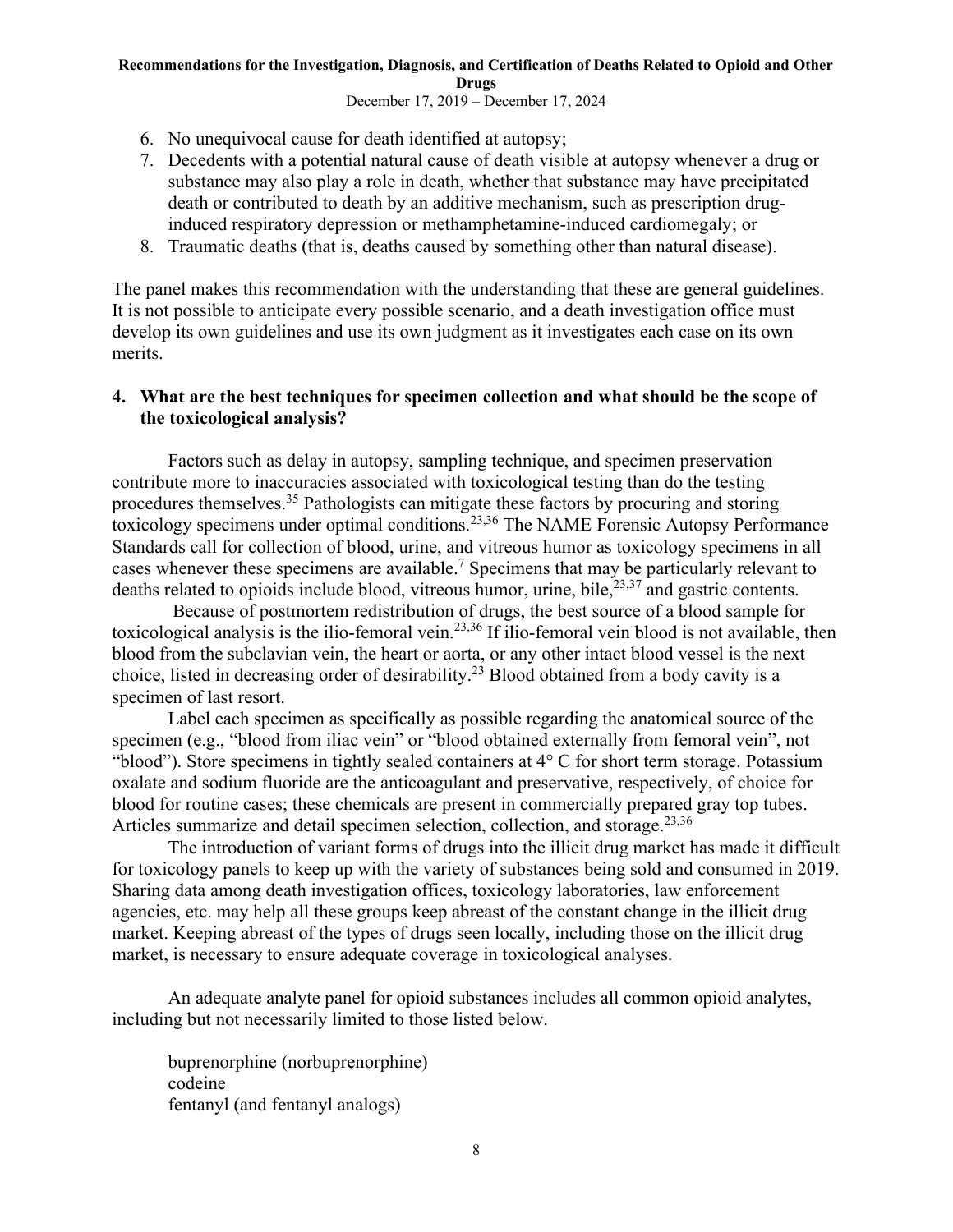6. No unequivocal cause for death identified at autopsy;
7. Decedents with a potential natural cause of death visible at autopsy whenever a drug or substance may also play a role in death, whether that substance may have precipitated death or contributed to death by an additive mechanism, such as prescription drug-induced respiratory depression or methamphetamine-induced cardiomegaly; or
8. Traumatic deaths (that is, deaths caused by something other than natural disease).

The panel makes this recommendation with the understanding that these are general guidelines. It is not possible to anticipate every possible scenario, and a death investigation office must develop its own guidelines and use its own judgment as it investigates each case on its own merits.

### 4. What are the best techniques for specimen collection and what should be the scope of the toxicological analysis?

Factors such as delay in autopsy, sampling technique, and specimen preservation contribute more to inaccuracies associated with toxicological testing than do the testing procedures themselves.[35] Pathologists can mitigate these factors by procuring and storing toxicology specimens under optimal conditions.[23,36] The NAME Forensic Autopsy Performance Standards call for collection of blood, urine, and vitreous humor as toxicology specimens in all cases whenever these specimens are available.[7] Specimens that may be particularly relevant to deaths related to opioids include blood, vitreous humor, urine, bile,[23,37] and gastric contents.

Because of postmortem redistribution of drugs, the best source of a blood sample for toxicological analysis is the ilio-femoral vein.[23,36] If ilio-femoral vein blood is not available, then blood from the subclavian vein, the heart or aorta, or any other intact blood vessel is the next choice, listed in decreasing order of desirability.[23] Blood obtained from a body cavity is a specimen of last resort.

Label each specimen as specifically as possible regarding the anatomical source of the specimen (e.g., "blood from iliac vein" or "blood obtained externally from femoral vein", not "blood"). Store specimens in tightly sealed containers at 4° C for short term storage. Potassium oxalate and sodium fluoride are the anticoagulant and preservative, respectively, of choice for blood for routine cases; these chemicals are present in commercially prepared gray top tubes. Articles summarize and detail specimen selection, collection, and storage.[23,36]

The introduction of variant forms of drugs into the illicit drug market has made it difficult for toxicology panels to keep up with the variety of substances being sold and consumed in 2019. Sharing data among death investigation offices, toxicology laboratories, law enforcement agencies, etc. may help all these groups keep abreast of the constant change in the illicit drug market. Keeping abreast of the types of drugs seen locally, including those on the illicit drug market, is necessary to ensure adequate coverage in toxicological analyses.

An adequate analyte panel for opioid substances includes all common opioid analytes, including but not necessarily limited to those listed below.

buprenorphine (norbuprenorphine)
codeine
fentanyl (and fentanyl analogs)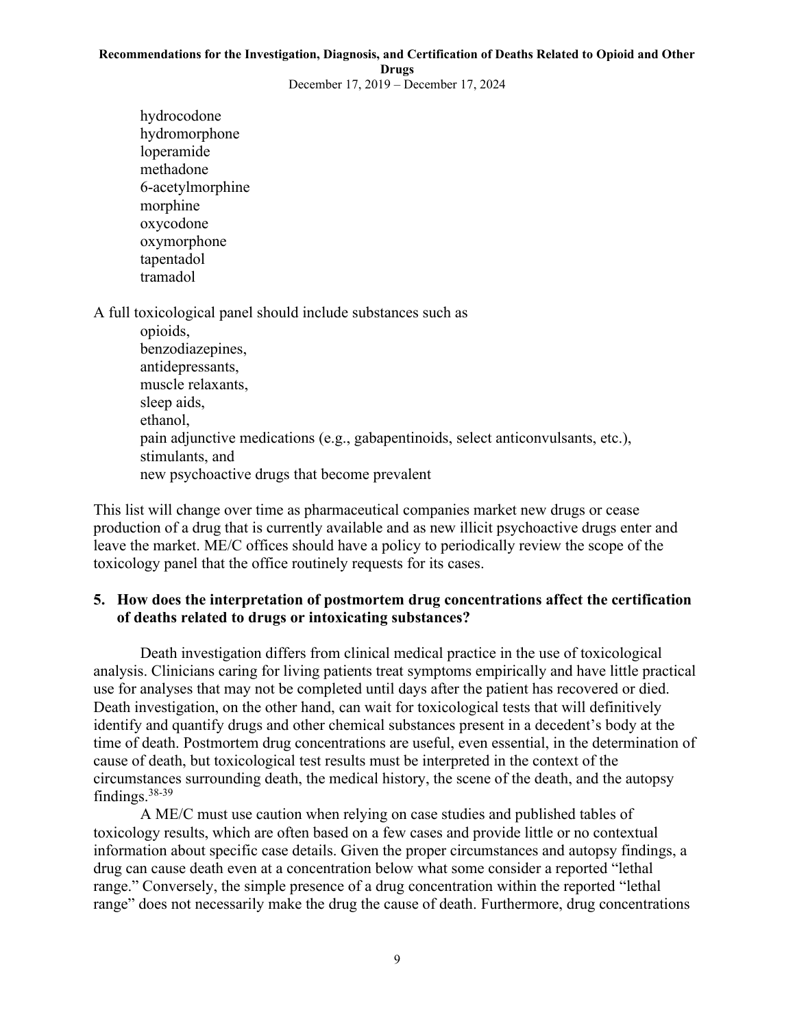hydrocodone
hydromorphone
loperamide
methadone
6-acetylmorphine
morphine
oxycodone
oxymorphone
tapentadol
tramadol

A full toxicological panel should include substances such as

opioids,
benzodiazepines,
antidepressants,
muscle relaxants,
sleep aids,
ethanol,
pain adjunctive medications (e.g., gabapentinoids, select anticonvulsants, etc.),
stimulants, and
new psychoactive drugs that become prevalent

This list will change over time as pharmaceutical companies market new drugs or cease production of a drug that is currently available and as new illicit psychoactive drugs enter and leave the market. ME/C offices should have a policy to periodically review the scope of the toxicology panel that the office routinely requests for its cases.

### 5. How does the interpretation of postmortem drug concentrations affect the certification of deaths related to drugs or intoxicating substances?

Death investigation differs from clinical medical practice in the use of toxicological analysis. Clinicians caring for living patients treat symptoms empirically and have little practical use for analyses that may not be completed until days after the patient has recovered or died. Death investigation, on the other hand, can wait for toxicological tests that will definitively identify and quantify drugs and other chemical substances present in a decedent's body at the time of death. Postmortem drug concentrations are useful, even essential, in the determination of cause of death, but toxicological test results must be interpreted in the context of the circumstances surrounding death, the medical history, the scene of the death, and the autopsy findings.[38-39]

A ME/C must use caution when relying on case studies and published tables of toxicology results, which are often based on a few cases and provide little or no contextual information about specific case details. Given the proper circumstances and autopsy findings, a drug can cause death even at a concentration below what some consider a reported "lethal range." Conversely, the simple presence of a drug concentration within the reported "lethal range" does not necessarily make the drug the cause of death. Furthermore, drug concentrations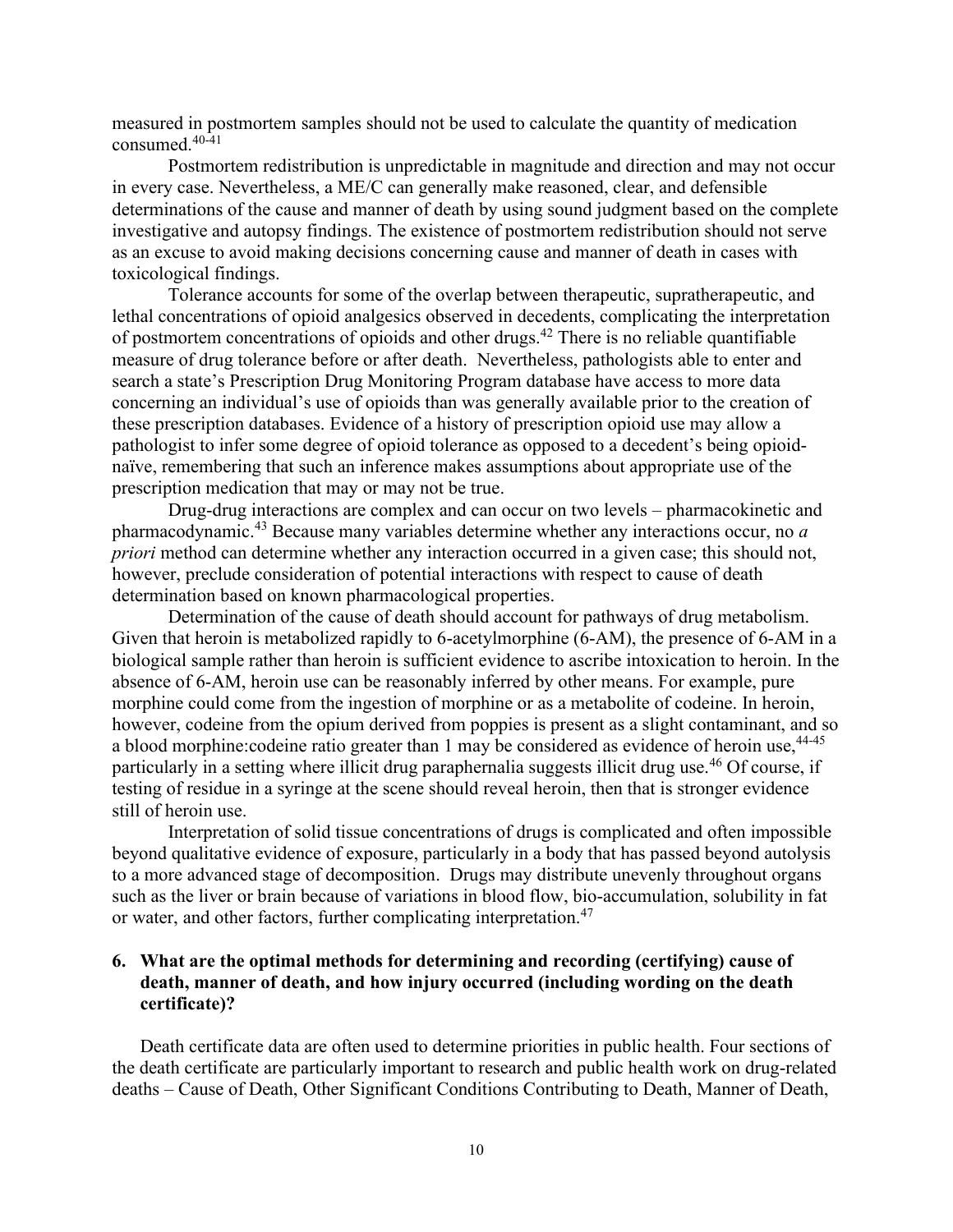measured in postmortem samples should not be used to calculate the quantity of medication consumed.[40-41]

Postmortem redistribution is unpredictable in magnitude and direction and may not occur in every case. Nevertheless, a ME/C can generally make reasoned, clear, and defensible determinations of the cause and manner of death by using sound judgment based on the complete investigative and autopsy findings. The existence of postmortem redistribution should not serve as an excuse to avoid making decisions concerning cause and manner of death in cases with toxicological findings.

Tolerance accounts for some of the overlap between therapeutic, supratherapeutic, and lethal concentrations of opioid analgesics observed in decedents, complicating the interpretation of postmortem concentrations of opioids and other drugs.[42] There is no reliable quantifiable measure of drug tolerance before or after death. Nevertheless, pathologists able to enter and search a state's Prescription Drug Monitoring Program database have access to more data concerning an individual's use of opioids than was generally available prior to the creation of these prescription databases. Evidence of a history of prescription opioid use may allow a pathologist to infer some degree of opioid tolerance as opposed to a decedent's being opioid-naïve, remembering that such an inference makes assumptions about appropriate use of the prescription medication that may or may not be true.

Drug-drug interactions are complex and can occur on two levels – pharmacokinetic and pharmacodynamic.[43] Because many variables determine whether any interactions occur, no *a priori* method can determine whether any interaction occurred in a given case; this should not, however, preclude consideration of potential interactions with respect to cause of death determination based on known pharmacological properties.

Determination of the cause of death should account for pathways of drug metabolism. Given that heroin is metabolized rapidly to 6-acetylmorphine (6-AM), the presence of 6-AM in a biological sample rather than heroin is sufficient evidence to ascribe intoxication to heroin. In the absence of 6-AM, heroin use can be reasonably inferred by other means. For example, pure morphine could come from the ingestion of morphine or as a metabolite of codeine. In heroin, however, codeine from the opium derived from poppies is present as a slight contaminant, and so a blood morphine:codeine ratio greater than 1 may be considered as evidence of heroin use,[44-45] particularly in a setting where illicit drug paraphernalia suggests illicit drug use.[46] Of course, if testing of residue in a syringe at the scene should reveal heroin, then that is stronger evidence still of heroin use.

Interpretation of solid tissue concentrations of drugs is complicated and often impossible beyond qualitative evidence of exposure, particularly in a body that has passed beyond autolysis to a more advanced stage of decomposition. Drugs may distribute unevenly throughout organs such as the liver or brain because of variations in blood flow, bio-accumulation, solubility in fat or water, and other factors, further complicating interpretation.[47]

## 6. What are the optimal methods for determining and recording (certifying) cause of death, manner of death, and how injury occurred (including wording on the death certificate)?

Death certificate data are often used to determine priorities in public health. Four sections of the death certificate are particularly important to research and public health work on drug-related deaths – Cause of Death, Other Significant Conditions Contributing to Death, Manner of Death,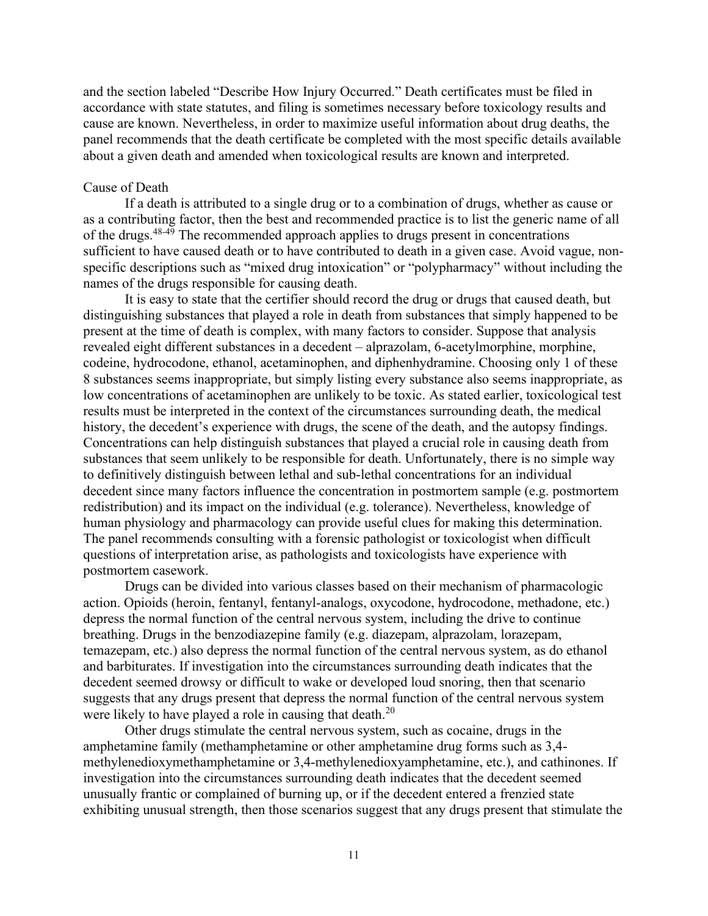and the section labeled "Describe How Injury Occurred." Death certificates must be filed in accordance with state statutes, and filing is sometimes necessary before toxicology results and cause are known. Nevertheless, in order to maximize useful information about drug deaths, the panel recommends that the death certificate be completed with the most specific details available about a given death and amended when toxicological results are known and interpreted.

## Cause of Death

If a death is attributed to a single drug or to a combination of drugs, whether as cause or as a contributing factor, then the best and recommended practice is to list the generic name of all of the drugs.[48-49] The recommended approach applies to drugs present in concentrations sufficient to have caused death or to have contributed to death in a given case. Avoid vague, non-specific descriptions such as "mixed drug intoxication" or "polypharmacy" without including the names of the drugs responsible for causing death.

It is easy to state that the certifier should record the drug or drugs that caused death, but distinguishing substances that played a role in death from substances that simply happened to be present at the time of death is complex, with many factors to consider. Suppose that analysis revealed eight different substances in a decedent – alprazolam, 6-acetylmorphine, morphine, codeine, hydrocodone, ethanol, acetaminophen, and diphenhydramine. Choosing only 1 of these 8 substances seems inappropriate, but simply listing every substance also seems inappropriate, as low concentrations of acetaminophen are unlikely to be toxic. As stated earlier, toxicological test results must be interpreted in the context of the circumstances surrounding death, the medical history, the decedent's experience with drugs, the scene of the death, and the autopsy findings. Concentrations can help distinguish substances that played a crucial role in causing death from substances that seem unlikely to be responsible for death. Unfortunately, there is no simple way to definitively distinguish between lethal and sub-lethal concentrations for an individual decedent since many factors influence the concentration in postmortem sample (e.g. postmortem redistribution) and its impact on the individual (e.g. tolerance). Nevertheless, knowledge of human physiology and pharmacology can provide useful clues for making this determination. The panel recommends consulting with a forensic pathologist or toxicologist when difficult questions of interpretation arise, as pathologists and toxicologists have experience with postmortem casework.

Drugs can be divided into various classes based on their mechanism of pharmacologic action. Opioids (heroin, fentanyl, fentanyl-analogs, oxycodone, hydrocodone, methadone, etc.) depress the normal function of the central nervous system, including the drive to continue breathing. Drugs in the benzodiazepine family (e.g. diazepam, alprazolam, lorazepam, temazepam, etc.) also depress the normal function of the central nervous system, as do ethanol and barbiturates. If investigation into the circumstances surrounding death indicates that the decedent seemed drowsy or difficult to wake or developed loud snoring, then that scenario suggests that any drugs present that depress the normal function of the central nervous system were likely to have played a role in causing that death.[20]

Other drugs stimulate the central nervous system, such as cocaine, drugs in the amphetamine family (methamphetamine or other amphetamine drug forms such as 3,4-methylenedioxymethamphetamine or 3,4-methylenedioxyamphetamine, etc.), and cathinones. If investigation into the circumstances surrounding death indicates that the decedent seemed unusually frantic or complained of burning up, or if the decedent entered a frenzied state exhibiting unusual strength, then those scenarios suggest that any drugs present that stimulate the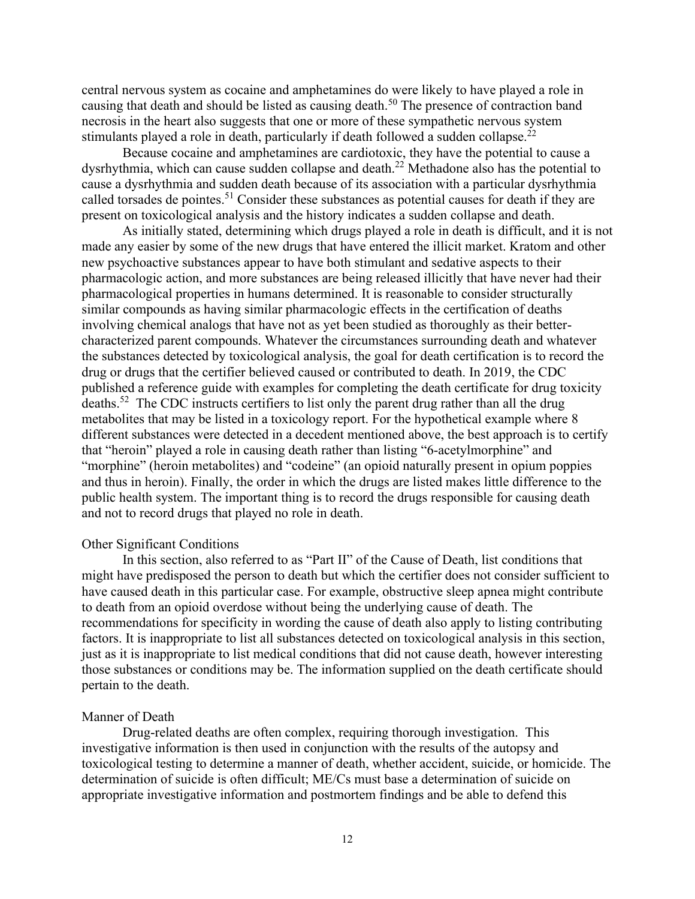central nervous system as cocaine and amphetamines do were likely to have played a role in causing that death and should be listed as causing death.[50] The presence of contraction band necrosis in the heart also suggests that one or more of these sympathetic nervous system stimulants played a role in death, particularly if death followed a sudden collapse.[22]

Because cocaine and amphetamines are cardiotoxic, they have the potential to cause a dysrhythmia, which can cause sudden collapse and death.[22] Methadone also has the potential to cause a dysrhythmia and sudden death because of its association with a particular dysrhythmia called torsades de pointes.[51] Consider these substances as potential causes for death if they are present on toxicological analysis and the history indicates a sudden collapse and death.

As initially stated, determining which drugs played a role in death is difficult, and it is not made any easier by some of the new drugs that have entered the illicit market. Kratom and other new psychoactive substances appear to have both stimulant and sedative aspects to their pharmacologic action, and more substances are being released illicitly that have never had their pharmacological properties in humans determined. It is reasonable to consider structurally similar compounds as having similar pharmacologic effects in the certification of deaths involving chemical analogs that have not as yet been studied as thoroughly as their better-characterized parent compounds. Whatever the circumstances surrounding death and whatever the substances detected by toxicological analysis, the goal for death certification is to record the drug or drugs that the certifier believed caused or contributed to death. In 2019, the CDC published a reference guide with examples for completing the death certificate for drug toxicity deaths.[52] The CDC instructs certifiers to list only the parent drug rather than all the drug metabolites that may be listed in a toxicology report. For the hypothetical example where 8 different substances were detected in a decedent mentioned above, the best approach is to certify that "heroin" played a role in causing death rather than listing "6-acetylmorphine" and "morphine" (heroin metabolites) and "codeine" (an opioid naturally present in opium poppies and thus in heroin). Finally, the order in which the drugs are listed makes little difference to the public health system. The important thing is to record the drugs responsible for causing death and not to record drugs that played no role in death.

### Other Significant Conditions

In this section, also referred to as "Part II" of the Cause of Death, list conditions that might have predisposed the person to death but which the certifier does not consider sufficient to have caused death in this particular case. For example, obstructive sleep apnea might contribute to death from an opioid overdose without being the underlying cause of death. The recommendations for specificity in wording the cause of death also apply to listing contributing factors. It is inappropriate to list all substances detected on toxicological analysis in this section, just as it is inappropriate to list medical conditions that did not cause death, however interesting those substances or conditions may be. The information supplied on the death certificate should pertain to the death.

### Manner of Death

Drug-related deaths are often complex, requiring thorough investigation. This investigative information is then used in conjunction with the results of the autopsy and toxicological testing to determine a manner of death, whether accident, suicide, or homicide. The determination of suicide is often difficult; ME/Cs must base a determination of suicide on appropriate investigative information and postmortem findings and be able to defend this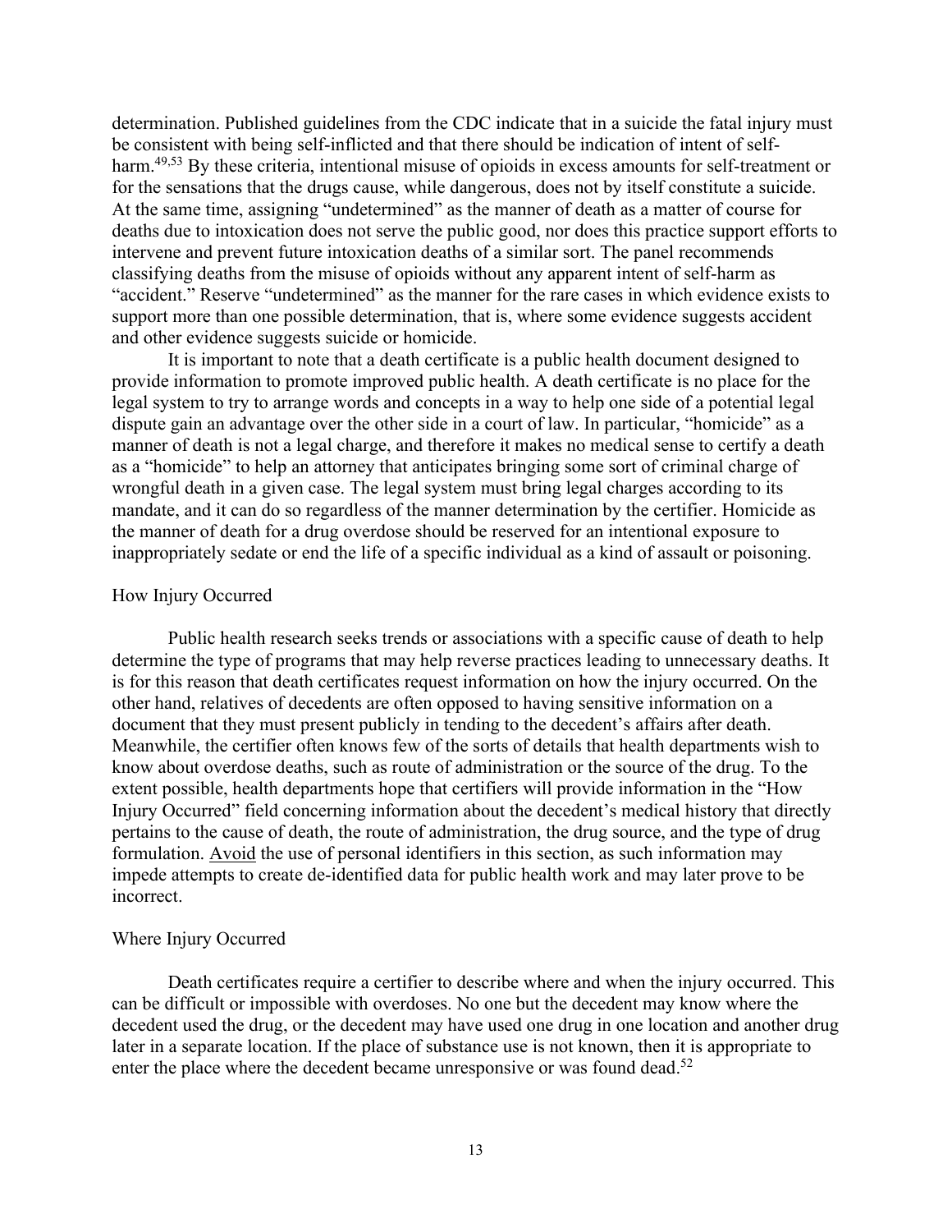determination. Published guidelines from the CDC indicate that in a suicide the fatal injury must be consistent with being self-inflicted and that there should be indication of intent of self-harm.[49,53] By these criteria, intentional misuse of opioids in excess amounts for self-treatment or for the sensations that the drugs cause, while dangerous, does not by itself constitute a suicide. At the same time, assigning "undetermined" as the manner of death as a matter of course for deaths due to intoxication does not serve the public good, nor does this practice support efforts to intervene and prevent future intoxication deaths of a similar sort. The panel recommends classifying deaths from the misuse of opioids without any apparent intent of self-harm as "accident." Reserve "undetermined" as the manner for the rare cases in which evidence exists to support more than one possible determination, that is, where some evidence suggests accident and other evidence suggests suicide or homicide.

It is important to note that a death certificate is a public health document designed to provide information to promote improved public health. A death certificate is no place for the legal system to try to arrange words and concepts in a way to help one side of a potential legal dispute gain an advantage over the other side in a court of law. In particular, "homicide" as a manner of death is not a legal charge, and therefore it makes no medical sense to certify a death as a "homicide" to help an attorney that anticipates bringing some sort of criminal charge of wrongful death in a given case. The legal system must bring legal charges according to its mandate, and it can do so regardless of the manner determination by the certifier. Homicide as the manner of death for a drug overdose should be reserved for an intentional exposure to inappropriately sedate or end the life of a specific individual as a kind of assault or poisoning.

### How Injury Occurred

Public health research seeks trends or associations with a specific cause of death to help determine the type of programs that may help reverse practices leading to unnecessary deaths. It is for this reason that death certificates request information on how the injury occurred. On the other hand, relatives of decedents are often opposed to having sensitive information on a document that they must present publicly in tending to the decedent's affairs after death. Meanwhile, the certifier often knows few of the sorts of details that health departments wish to know about overdose deaths, such as route of administration or the source of the drug. To the extent possible, health departments hope that certifiers will provide information in the "How Injury Occurred" field concerning information about the decedent's medical history that directly pertains to the cause of death, the route of administration, the drug source, and the type of drug formulation. <u>Avoid</u> the use of personal identifiers in this section, as such information may impede attempts to create de-identified data for public health work and may later prove to be incorrect.

### Where Injury Occurred

Death certificates require a certifier to describe where and when the injury occurred. This can be difficult or impossible with overdoses. No one but the decedent may know where the decedent used the drug, or the decedent may have used one drug in one location and another drug later in a separate location. If the place of substance use is not known, then it is appropriate to enter the place where the decedent became unresponsive or was found dead.[52]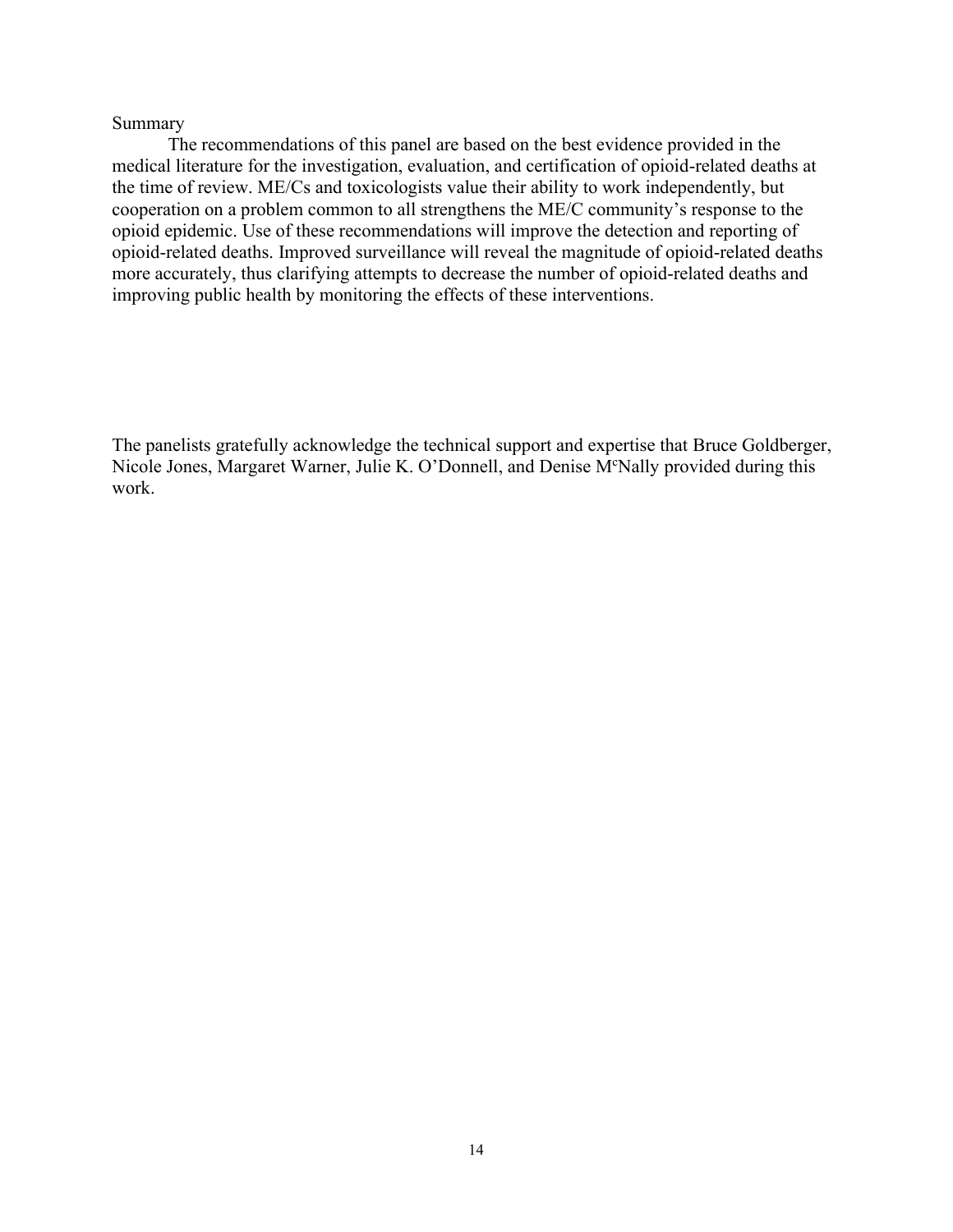## Summary

The recommendations of this panel are based on the best evidence provided in the medical literature for the investigation, evaluation, and certification of opioid-related deaths at the time of review. ME/Cs and toxicologists value their ability to work independently, but cooperation on a problem common to all strengthens the ME/C community's response to the opioid epidemic. Use of these recommendations will improve the detection and reporting of opioid-related deaths. Improved surveillance will reveal the magnitude of opioid-related deaths more accurately, thus clarifying attempts to decrease the number of opioid-related deaths and improving public health by monitoring the effects of these interventions.

The panelists gratefully acknowledge the technical support and expertise that Bruce Goldberger, Nicole Jones, Margaret Warner, Julie K. O'Donnell, and Denise McNally provided during this work.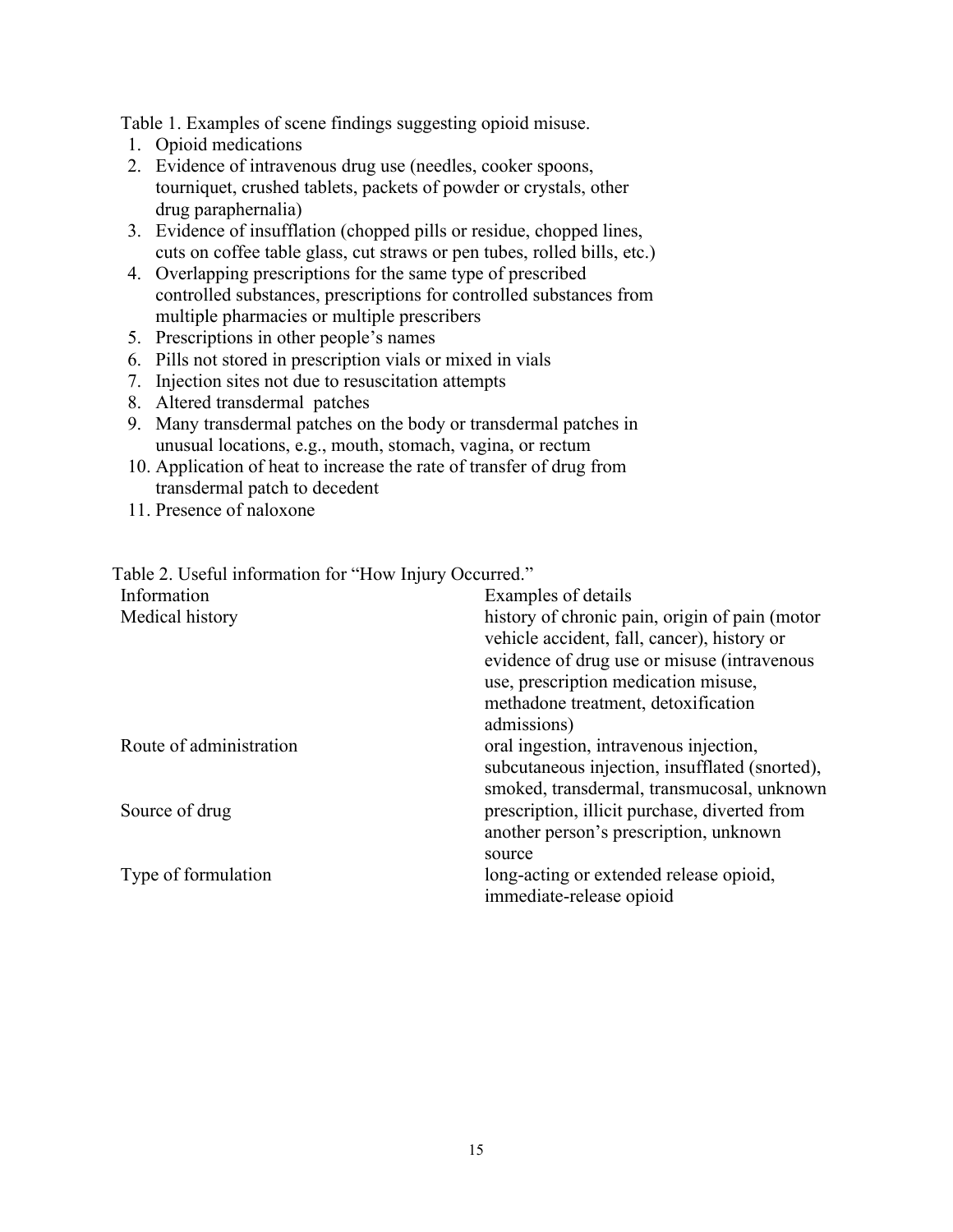Table 1. Examples of scene findings suggesting opioid misuse.

1. Opioid medications
2. Evidence of intravenous drug use (needles, cooker spoons, tourniquet, crushed tablets, packets of powder or crystals, other drug paraphernalia)
3. Evidence of insufflation (chopped pills or residue, chopped lines, cuts on coffee table glass, cut straws or pen tubes, rolled bills, etc.)
4. Overlapping prescriptions for the same type of prescribed controlled substances, prescriptions for controlled substances from multiple pharmacies or multiple prescribers
5. Prescriptions in other people's names
6. Pills not stored in prescription vials or mixed in vials
7. Injection sites not due to resuscitation attempts
8. Altered transdermal patches
9. Many transdermal patches on the body or transdermal patches in unusual locations, e.g., mouth, stomach, vagina, or rectum
10. Application of heat to increase the rate of transfer of drug from transdermal patch to decedent
11. Presence of naloxone

Table 2. Useful information for "How Injury Occurred."

| Information | Examples of details |
|---|---|
| Medical history | history of chronic pain, origin of pain (motor vehicle accident, fall, cancer), history or evidence of drug use or misuse (intravenous use, prescription medication misuse, methadone treatment, detoxification admissions) |
| Route of administration | oral ingestion, intravenous injection, subcutaneous injection, insufflated (snorted), smoked, transdermal, transmucosal, unknown |
| Source of drug | prescription, illicit purchase, diverted from another person's prescription, unknown source |
| Type of formulation | long-acting or extended release opioid, immediate-release opioid |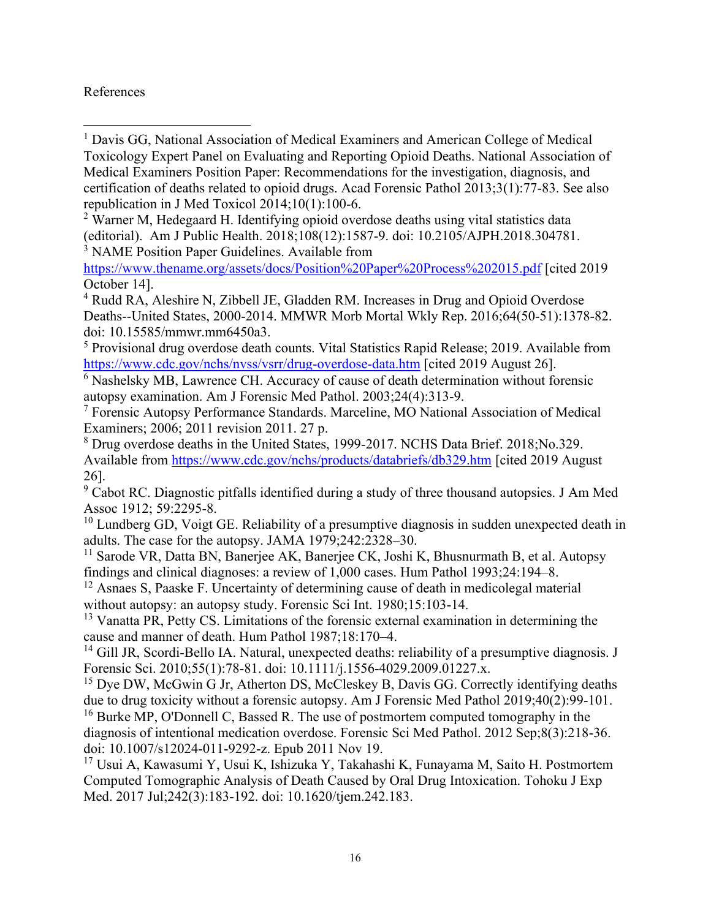References

[1] Davis GG, National Association of Medical Examiners and American College of Medical Toxicology Expert Panel on Evaluating and Reporting Opioid Deaths. National Association of Medical Examiners Position Paper: Recommendations for the investigation, diagnosis, and certification of deaths related to opioid drugs. Acad Forensic Pathol 2013;3(1):77-83. See also republication in J Med Toxicol 2014;10(1):100-6.

[2] Warner M, Hedegaard H. Identifying opioid overdose deaths using vital statistics data (editorial). Am J Public Health. 2018;108(12):1587-9. doi: 10.2105/AJPH.2018.304781.

[3] NAME Position Paper Guidelines. Available from https://www.thename.org/assets/docs/Position%20Paper%20Process%202015.pdf [cited 2019 October 14].

[4] Rudd RA, Aleshire N, Zibbell JE, Gladden RM. Increases in Drug and Opioid Overdose Deaths--United States, 2000-2014. MMWR Morb Mortal Wkly Rep. 2016;64(50-51):1378-82. doi: 10.15585/mmwr.mm6450a3.

[5] Provisional drug overdose death counts. Vital Statistics Rapid Release; 2019. Available from https://www.cdc.gov/nchs/nvss/vsrr/drug-overdose-data.htm [cited 2019 August 26].

[6] Nashelsky MB, Lawrence CH. Accuracy of cause of death determination without forensic autopsy examination. Am J Forensic Med Pathol. 2003;24(4):313-9.

[7] Forensic Autopsy Performance Standards. Marceline, MO National Association of Medical Examiners; 2006; 2011 revision 2011. 27 p.

[8] Drug overdose deaths in the United States, 1999-2017. NCHS Data Brief. 2018;No.329. Available from https://www.cdc.gov/nchs/products/databriefs/db329.htm [cited 2019 August 26].

[9] Cabot RC. Diagnostic pitfalls identified during a study of three thousand autopsies. J Am Med Assoc 1912; 59:2295-8.

[10] Lundberg GD, Voigt GE. Reliability of a presumptive diagnosis in sudden unexpected death in adults. The case for the autopsy. JAMA 1979;242:2328–30.

[11] Sarode VR, Datta BN, Banerjee AK, Banerjee CK, Joshi K, Bhusnurmath B, et al. Autopsy findings and clinical diagnoses: a review of 1,000 cases. Hum Pathol 1993;24:194–8.

[12] Asnaes S, Paaske F. Uncertainty of determining cause of death in medicolegal material without autopsy: an autopsy study. Forensic Sci Int. 1980;15:103-14.

[13] Vanatta PR, Petty CS. Limitations of the forensic external examination in determining the cause and manner of death. Hum Pathol 1987;18:170–4.

[14] Gill JR, Scordi-Bello IA. Natural, unexpected deaths: reliability of a presumptive diagnosis. J Forensic Sci. 2010;55(1):78-81. doi: 10.1111/j.1556-4029.2009.01227.x.

[15] Dye DW, McGwin G Jr, Atherton DS, McCleskey B, Davis GG. Correctly identifying deaths due to drug toxicity without a forensic autopsy. Am J Forensic Med Pathol 2019;40(2):99-101.

[16] Burke MP, O'Donnell C, Bassed R. The use of postmortem computed tomography in the diagnosis of intentional medication overdose. Forensic Sci Med Pathol. 2012 Sep;8(3):218-36. doi: 10.1007/s12024-011-9292-z. Epub 2011 Nov 19.

[17] Usui A, Kawasumi Y, Usui K, Ishizuka Y, Takahashi K, Funayama M, Saito H. Postmortem Computed Tomographic Analysis of Death Caused by Oral Drug Intoxication. Tohoku J Exp Med. 2017 Jul;242(3):183-192. doi: 10.1620/tjem.242.183.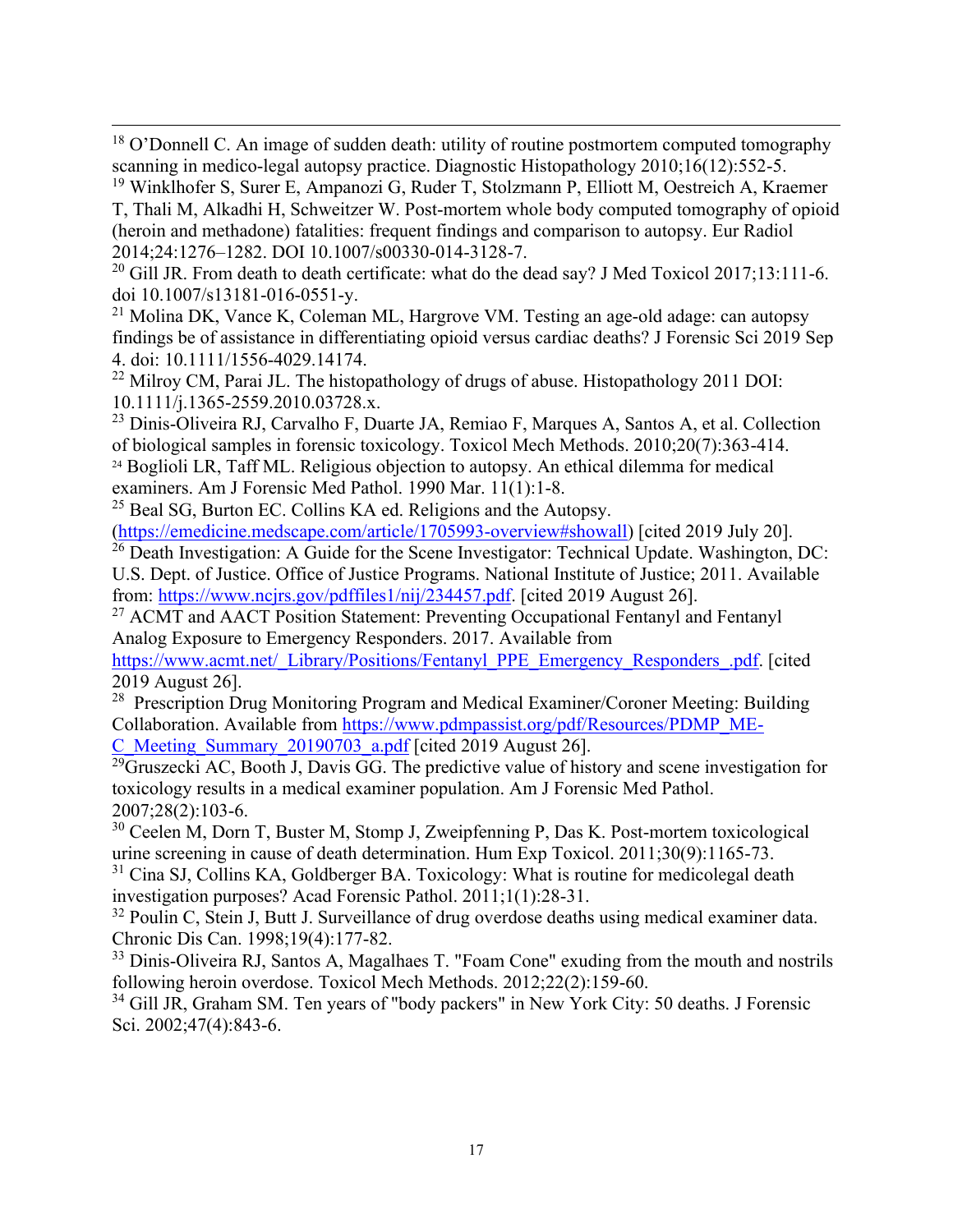[18] O'Donnell C. An image of sudden death: utility of routine postmortem computed tomography scanning in medico-legal autopsy practice. Diagnostic Histopathology 2010;16(12):552-5.

[19] Winklhofer S, Surer E, Ampanozi G, Ruder T, Stolzmann P, Elliott M, Oestreich A, Kraemer T, Thali M, Alkadhi H, Schweitzer W. Post-mortem whole body computed tomography of opioid (heroin and methadone) fatalities: frequent findings and comparison to autopsy. Eur Radiol 2014;24:1276–1282. DOI 10.1007/s00330-014-3128-7.

[20] Gill JR. From death to death certificate: what do the dead say? J Med Toxicol 2017;13:111-6. doi 10.1007/s13181-016-0551-y.

[21] Molina DK, Vance K, Coleman ML, Hargrove VM. Testing an age-old adage: can autopsy findings be of assistance in differentiating opioid versus cardiac deaths? J Forensic Sci 2019 Sep 4. doi: 10.1111/1556-4029.14174.

[22] Milroy CM, Parai JL. The histopathology of drugs of abuse. Histopathology 2011 DOI: 10.1111/j.1365-2559.2010.03728.x.

[23] Dinis-Oliveira RJ, Carvalho F, Duarte JA, Remiao F, Marques A, Santos A, et al. Collection of biological samples in forensic toxicology. Toxicol Mech Methods. 2010;20(7):363-414.

[24] Boglioli LR, Taff ML. Religious objection to autopsy. An ethical dilemma for medical examiners. Am J Forensic Med Pathol. 1990 Mar. 11(1):1-8.

[25] Beal SG, Burton EC. Collins KA ed. Religions and the Autopsy. (https://emedicine.medscape.com/article/1705993-overview#showall) [cited 2019 July 20].

[26] Death Investigation: A Guide for the Scene Investigator: Technical Update. Washington, DC: U.S. Dept. of Justice. Office of Justice Programs. National Institute of Justice; 2011. Available from: https://www.ncjrs.gov/pdffiles1/nij/234457.pdf. [cited 2019 August 26].

[27] ACMT and AACT Position Statement: Preventing Occupational Fentanyl and Fentanyl Analog Exposure to Emergency Responders. 2017. Available from https://www.acmt.net/_Library/Positions/Fentanyl_PPE_Emergency_Responders_.pdf. [cited 2019 August 26].

[28] Prescription Drug Monitoring Program and Medical Examiner/Coroner Meeting: Building Collaboration. Available from https://www.pdmpassist.org/pdf/Resources/PDMP_ME-C_Meeting_Summary_20190703_a.pdf [cited 2019 August 26].

[29] Gruszecki AC, Booth J, Davis GG. The predictive value of history and scene investigation for toxicology results in a medical examiner population. Am J Forensic Med Pathol. 2007;28(2):103-6.

[30] Ceelen M, Dorn T, Buster M, Stomp J, Zweipfenning P, Das K. Post-mortem toxicological urine screening in cause of death determination. Hum Exp Toxicol. 2011;30(9):1165-73.

[31] Cina SJ, Collins KA, Goldberger BA. Toxicology: What is routine for medicolegal death investigation purposes? Acad Forensic Pathol. 2011;1(1):28-31.

[32] Poulin C, Stein J, Butt J. Surveillance of drug overdose deaths using medical examiner data. Chronic Dis Can. 1998;19(4):177-82.

[33] Dinis-Oliveira RJ, Santos A, Magalhaes T. "Foam Cone" exuding from the mouth and nostrils following heroin overdose. Toxicol Mech Methods. 2012;22(2):159-60.

[34] Gill JR, Graham SM. Ten years of "body packers" in New York City: 50 deaths. J Forensic Sci. 2002;47(4):843-6.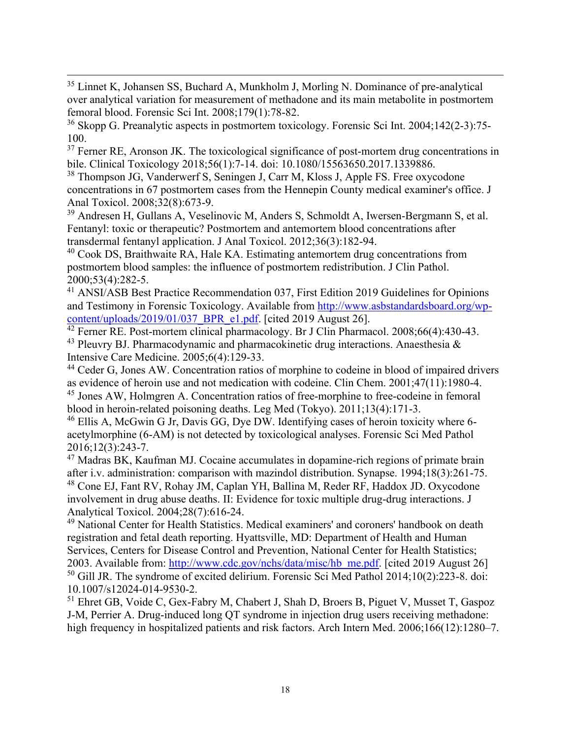[35] Linnet K, Johansen SS, Buchard A, Munkholm J, Morling N. Dominance of pre-analytical over analytical variation for measurement of methadone and its main metabolite in postmortem femoral blood. Forensic Sci Int. 2008;179(1):78-82.

[36] Skopp G. Preanalytic aspects in postmortem toxicology. Forensic Sci Int. 2004;142(2-3):75-100.

[37] Ferner RE, Aronson JK. The toxicological significance of post-mortem drug concentrations in bile. Clinical Toxicology 2018;56(1):7-14. doi: 10.1080/15563650.2017.1339886.

[38] Thompson JG, Vanderwerf S, Seningen J, Carr M, Kloss J, Apple FS. Free oxycodone concentrations in 67 postmortem cases from the Hennepin County medical examiner's office. J Anal Toxicol. 2008;32(8):673-9.

[39] Andresen H, Gullans A, Veselinovic M, Anders S, Schmoldt A, Iwersen-Bergmann S, et al. Fentanyl: toxic or therapeutic? Postmortem and antemortem blood concentrations after transdermal fentanyl application. J Anal Toxicol. 2012;36(3):182-94.

[40] Cook DS, Braithwaite RA, Hale KA. Estimating antemortem drug concentrations from postmortem blood samples: the influence of postmortem redistribution. J Clin Pathol. 2000;53(4):282-5.

[41] ANSI/ASB Best Practice Recommendation 037, First Edition 2019 Guidelines for Opinions and Testimony in Forensic Toxicology. Available from http://www.asbstandardsboard.org/wp-content/uploads/2019/01/037_BPR_e1.pdf. [cited 2019 August 26].

[42] Ferner RE. Post-mortem clinical pharmacology. Br J Clin Pharmacol. 2008;66(4):430-43.

[43] Pleuvry BJ. Pharmacodynamic and pharmacokinetic drug interactions. Anaesthesia & Intensive Care Medicine. 2005;6(4):129-33.

[44] Ceder G, Jones AW. Concentration ratios of morphine to codeine in blood of impaired drivers as evidence of heroin use and not medication with codeine. Clin Chem. 2001;47(11):1980-4.

[45] Jones AW, Holmgren A. Concentration ratios of free-morphine to free-codeine in femoral blood in heroin-related poisoning deaths. Leg Med (Tokyo). 2011;13(4):171-3.

[46] Ellis A, McGwin G Jr, Davis GG, Dye DW. Identifying cases of heroin toxicity where 6-acetylmorphine (6-AM) is not detected by toxicological analyses. Forensic Sci Med Pathol 2016;12(3):243-7.

[47] Madras BK, Kaufman MJ. Cocaine accumulates in dopamine-rich regions of primate brain after i.v. administration: comparison with mazindol distribution. Synapse. 1994;18(3):261-75.

[48] Cone EJ, Fant RV, Rohay JM, Caplan YH, Ballina M, Reder RF, Haddox JD. Oxycodone involvement in drug abuse deaths. II: Evidence for toxic multiple drug-drug interactions. J Analytical Toxicol. 2004;28(7):616-24.

[49] National Center for Health Statistics. Medical examiners' and coroners' handbook on death registration and fetal death reporting. Hyattsville, MD: Department of Health and Human Services, Centers for Disease Control and Prevention, National Center for Health Statistics; 2003. Available from: http://www.cdc.gov/nchs/data/misc/hb_me.pdf. [cited 2019 August 26]

[50] Gill JR. The syndrome of excited delirium. Forensic Sci Med Pathol 2014;10(2):223-8. doi: 10.1007/s12024-014-9530-2.

[51] Ehret GB, Voide C, Gex-Fabry M, Chabert J, Shah D, Broers B, Piguet V, Musset T, Gaspoz J-M, Perrier A. Drug-induced long QT syndrome in injection drug users receiving methadone: high frequency in hospitalized patients and risk factors. Arch Intern Med. 2006;166(12):1280–7.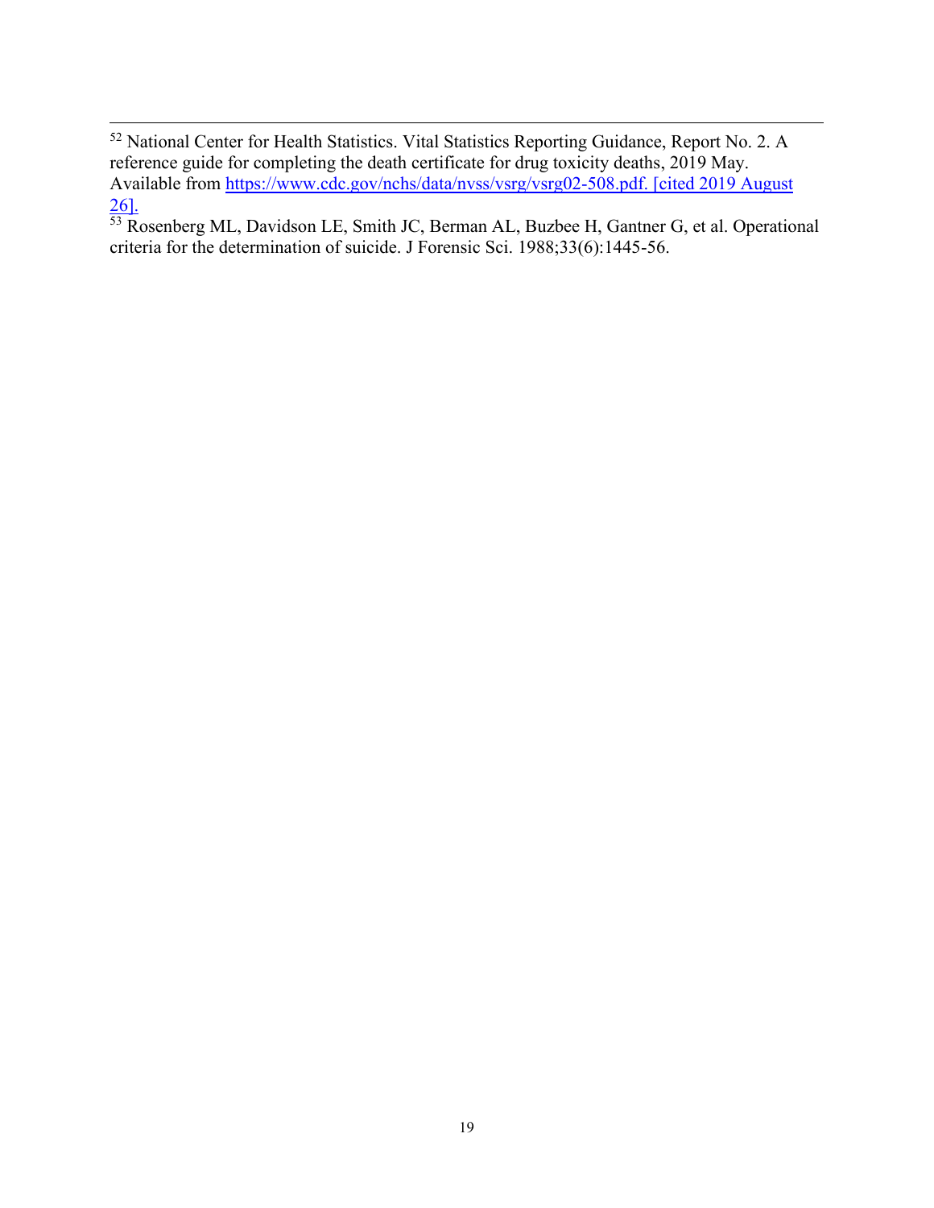[52] National Center for Health Statistics. Vital Statistics Reporting Guidance, Report No. 2. A reference guide for completing the death certificate for drug toxicity deaths, 2019 May. Available from https://www.cdc.gov/nchs/data/nvss/vsrg/vsrg02-508.pdf. [cited 2019 August 26].

[53] Rosenberg ML, Davidson LE, Smith JC, Berman AL, Buzbee H, Gantner G, et al. Operational criteria for the determination of suicide. J Forensic Sci. 1988;33(6):1445-56.